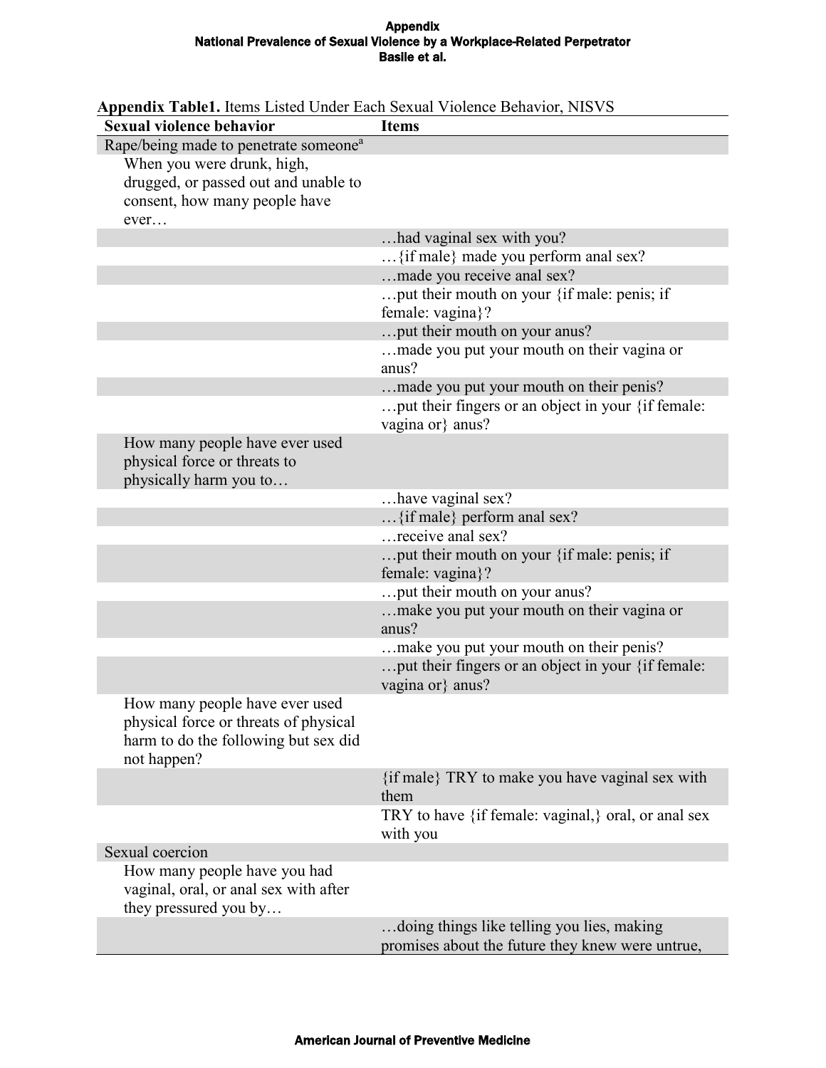Appendix

National Prevalence of Sexual Violence by a Workplace-Related Perpetrator

Basile et al.

**Appendix Table1.** Items Listed Under Each Sexual Violence Behavior, NISVS

| Sexual violence behavior | Items |
|---|---|
| Rape/being made to penetrate someone[a] | |
| When you were drunk, high, drugged, or passed out and unable to consent, how many people have ever… | |
| | …had vaginal sex with you? |
| | …{if male} made you perform anal sex? |
| | …made you receive anal sex? |
| | …put their mouth on your {if male: penis; if female: vagina}? |
| | …put their mouth on your anus? |
| | …made you put your mouth on their vagina or anus? |
| | …made you put your mouth on their penis? |
| | …put their fingers or an object in your {if female: vagina or} anus? |
| How many people have ever used physical force or threats to physically harm you to… | |
| | …have vaginal sex? |
| | …{if male} perform anal sex? |
| | …receive anal sex? |
| | …put their mouth on your {if male: penis; if female: vagina}? |
| | …put their mouth on your anus? |
| | …make you put your mouth on their vagina or anus? |
| | …make you put your mouth on their penis? |
| | …put their fingers or an object in your {if female: vagina or} anus? |
| How many people have ever used physical force or threats of physical harm to do the following but sex did not happen? | |
| | {if male} TRY to make you have vaginal sex with them |
| | TRY to have {if female: vaginal,} oral, or anal sex with you |
| Sexual coercion | |
| How many people have you had vaginal, oral, or anal sex with after they pressured you by… | |
| | …doing things like telling you lies, making promises about the future they knew were untrue, |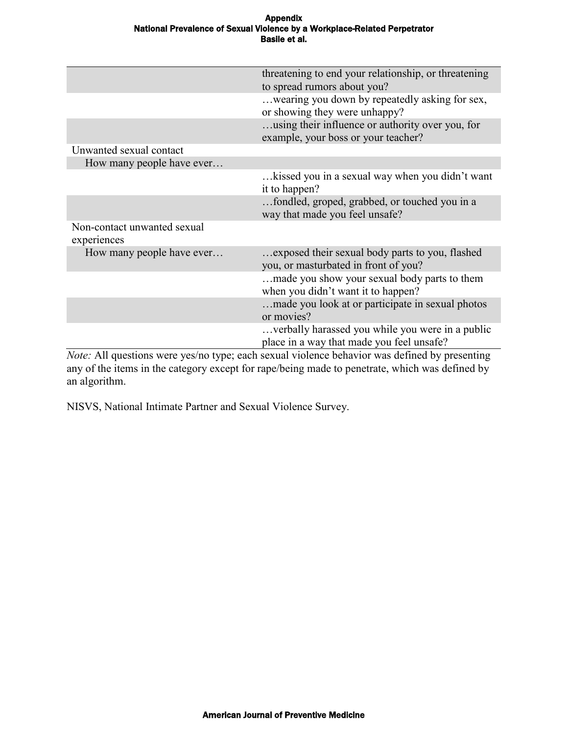| | |
|---|---|
| | threatening to end your relationship, or threatening to spread rumors about you? |
| | …wearing you down by repeatedly asking for sex, or showing they were unhappy? |
| | …using their influence or authority over you, for example, your boss or your teacher? |
| Unwanted sexual contact | |
| How many people have ever… | |
| | …kissed you in a sexual way when you didn't want it to happen? |
| | …fondled, groped, grabbed, or touched you in a way that made you feel unsafe? |
| Non-contact unwanted sexual experiences | |
| How many people have ever… | …exposed their sexual body parts to you, flashed you, or masturbated in front of you? |
| | …made you show your sexual body parts to them when you didn't want it to happen? |
| | …made you look at or participate in sexual photos or movies? |
| | …verbally harassed you while you were in a public place in a way that made you feel unsafe? |

*Note:* All questions were yes/no type; each sexual violence behavior was defined by presenting any of the items in the category except for rape/being made to penetrate, which was defined by an algorithm.

NISVS, National Intimate Partner and Sexual Violence Survey.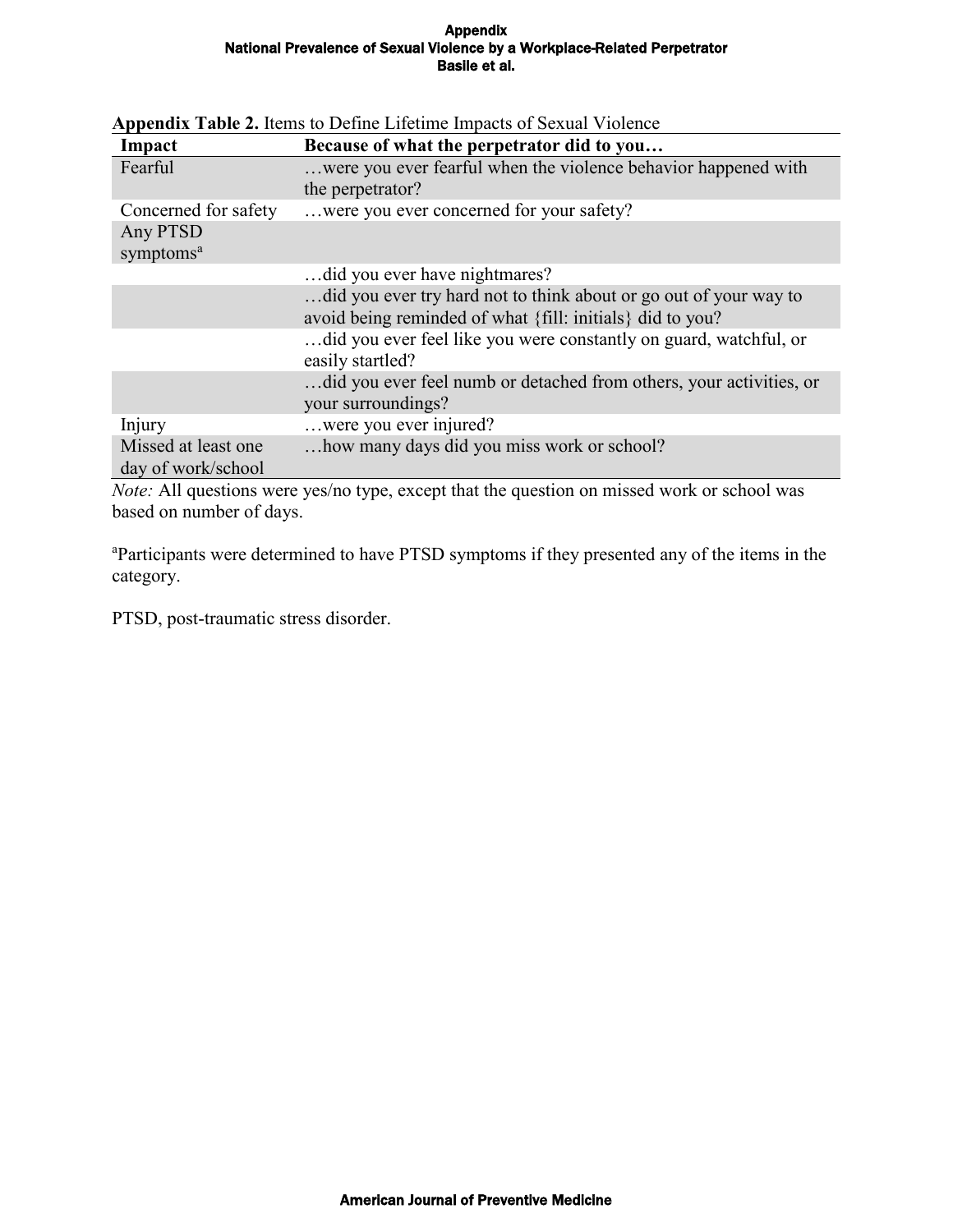**Appendix Table 2.** Items to Define Lifetime Impacts of Sexual Violence

| Impact | Because of what the perpetrator did to you… |
|---|---|
| Fearful | …were you ever fearful when the violence behavior happened with the perpetrator? |
| Concerned for safety | …were you ever concerned for your safety? |
| Any PTSD symptoms[a] | |
| | …did you ever have nightmares? |
| | …did you ever try hard not to think about or go out of your way to avoid being reminded of what {fill: initials} did to you? |
| | …did you ever feel like you were constantly on guard, watchful, or easily startled? |
| | …did you ever feel numb or detached from others, your activities, or your surroundings? |
| Injury | …were you ever injured? |
| Missed at least one day of work/school | …how many days did you miss work or school? |

*Note:* All questions were yes/no type, except that the question on missed work or school was based on number of days.

[a]Participants were determined to have PTSD symptoms if they presented any of the items in the category.

PTSD, post-traumatic stress disorder.